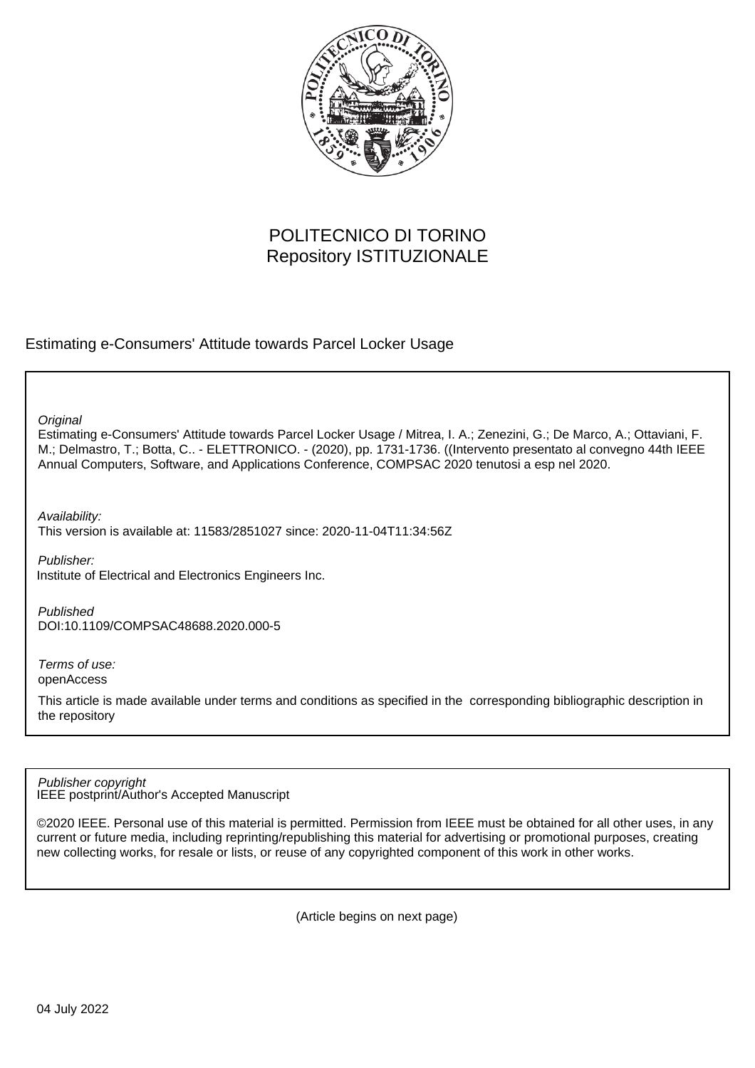POLITECNICO DI TORINO
Repository ISTITUZIONALE

Estimating e-Consumers' Attitude towards Parcel Locker Usage

*Original*
Estimating e-Consumers' Attitude towards Parcel Locker Usage / Mitrea, I. A.; Zenezini, G.; De Marco, A.; Ottaviani, F. M.; Delmastro, T.; Botta, C.. - ELETTRONICO. - (2020), pp. 1731-1736. ((Intervento presentato al convegno 44th IEEE Annual Computers, Software, and Applications Conference, COMPSAC 2020 tenutosi a esp nel 2020.

*Availability:*
This version is available at: 11583/2851027 since: 2020-11-04T11:34:56Z

*Publisher:*
Institute of Electrical and Electronics Engineers Inc.

*Published*
DOI:10.1109/COMPSAC48688.2020.000-5

*Terms of use:*
openAccess

This article is made available under terms and conditions as specified in the corresponding bibliographic description in the repository

*Publisher copyright*
IEEE postprint/Author's Accepted Manuscript

©2020 IEEE. Personal use of this material is permitted. Permission from IEEE must be obtained for all other uses, in any current or future media, including reprinting/republishing this material for advertising or promotional purposes, creating new collecting works, for resale or lists, or reuse of any copyrighted component of this work in other works.

(Article begins on next page)

04 July 2022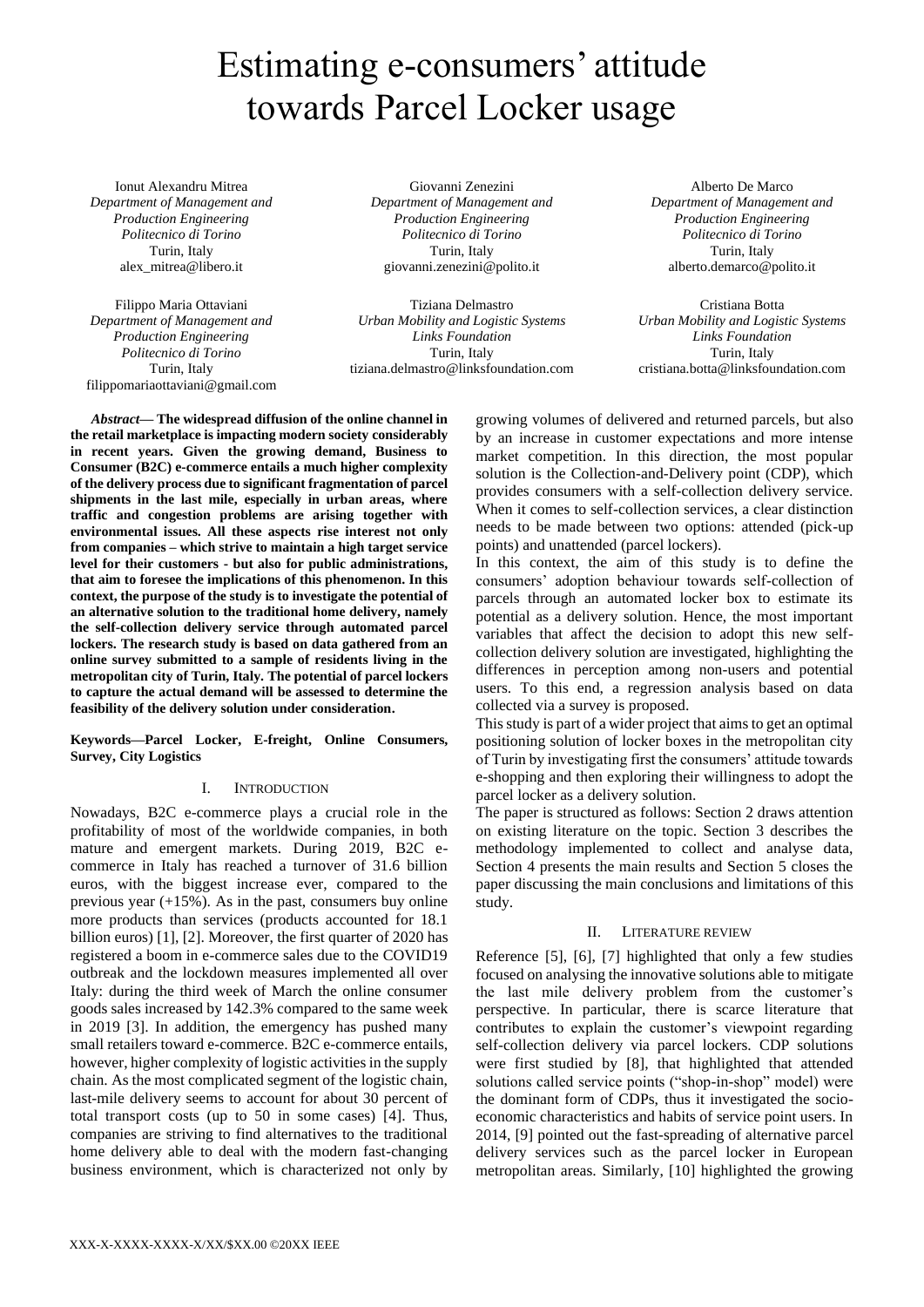# Estimating e-consumers' attitude towards Parcel Locker usage

Ionut Alexandru Mitrea
*Department of Management and Production Engineering*
*Politecnico di Torino*
Turin, Italy
alex_mitrea@libero.it

Giovanni Zenezini
*Department of Management and Production Engineering*
*Politecnico di Torino*
Turin, Italy
giovanni.zenezini@polito.it

Alberto De Marco
*Department of Management and Production Engineering*
*Politecnico di Torino*
Turin, Italy
alberto.demarco@polito.it

Filippo Maria Ottaviani
*Department of Management and Production Engineering*
*Politecnico di Torino*
Turin, Italy
filippomariaottaviani@gmail.com

Tiziana Delmastro
*Urban Mobility and Logistic Systems*
*Links Foundation*
Turin, Italy
tiziana.delmastro@linksfoundation.com

Cristiana Botta
*Urban Mobility and Logistic Systems*
*Links Foundation*
Turin, Italy
cristiana.botta@linksfoundation.com

***Abstract*— The widespread diffusion of the online channel in the retail marketplace is impacting modern society considerably in recent years. Given the growing demand, Business to Consumer (B2C) e-commerce entails a much higher complexity of the delivery process due to significant fragmentation of parcel shipments in the last mile, especially in urban areas, where traffic and congestion problems are arising together with environmental issues. All these aspects rise interest not only from companies – which strive to maintain a high target service level for their customers - but also for public administrations, that aim to foresee the implications of this phenomenon. In this context, the purpose of the study is to investigate the potential of an alternative solution to the traditional home delivery, namely the self-collection delivery service through automated parcel lockers. The research study is based on data gathered from an online survey submitted to a sample of residents living in the metropolitan city of Turin, Italy. The potential of parcel lockers to capture the actual demand will be assessed to determine the feasibility of the delivery solution under consideration.**

**Keywords—Parcel Locker, E-freight, Online Consumers, Survey, City Logistics**

## I. INTRODUCTION

Nowadays, B2C e-commerce plays a crucial role in the profitability of most of the worldwide companies, in both mature and emergent markets. During 2019, B2C e-commerce in Italy has reached a turnover of 31.6 billion euros, with the biggest increase ever, compared to the previous year (+15%). As in the past, consumers buy online more products than services (products accounted for 18.1 billion euros) [1], [2]. Moreover, the first quarter of 2020 has registered a boom in e-commerce sales due to the COVID19 outbreak and the lockdown measures implemented all over Italy: during the third week of March the online consumer goods sales increased by 142.3% compared to the same week in 2019 [3]. In addition, the emergency has pushed many small retailers toward e-commerce. B2C e-commerce entails, however, higher complexity of logistic activities in the supply chain. As the most complicated segment of the logistic chain, last-mile delivery seems to account for about 30 percent of total transport costs (up to 50 in some cases) [4]. Thus, companies are striving to find alternatives to the traditional home delivery able to deal with the modern fast-changing business environment, which is characterized not only by growing volumes of delivered and returned parcels, but also by an increase in customer expectations and more intense market competition. In this direction, the most popular solution is the Collection-and-Delivery point (CDP), which provides consumers with a self-collection delivery service. When it comes to self-collection services, a clear distinction needs to be made between two options: attended (pick-up points) and unattended (parcel lockers).

In this context, the aim of this study is to define the consumers' adoption behaviour towards self-collection of parcels through an automated locker box to estimate its potential as a delivery solution. Hence, the most important variables that affect the decision to adopt this new self-collection delivery solution are investigated, highlighting the differences in perception among non-users and potential users. To this end, a regression analysis based on data collected via a survey is proposed.

This study is part of a wider project that aims to get an optimal positioning solution of locker boxes in the metropolitan city of Turin by investigating first the consumers' attitude towards e-shopping and then exploring their willingness to adopt the parcel locker as a delivery solution.

The paper is structured as follows: Section 2 draws attention on existing literature on the topic. Section 3 describes the methodology implemented to collect and analyse data, Section 4 presents the main results and Section 5 closes the paper discussing the main conclusions and limitations of this study.

## II. LITERATURE REVIEW

Reference [5], [6], [7] highlighted that only a few studies focused on analysing the innovative solutions able to mitigate the last mile delivery problem from the customer's perspective. In particular, there is scarce literature that contributes to explain the customer's viewpoint regarding self-collection delivery via parcel lockers. CDP solutions were first studied by [8], that highlighted that attended solutions called service points ("shop-in-shop" model) were the dominant form of CDPs, thus it investigated the socio-economic characteristics and habits of service point users. In 2014, [9] pointed out the fast-spreading of alternative parcel delivery services such as the parcel locker in European metropolitan areas. Similarly, [10] highlighted the growing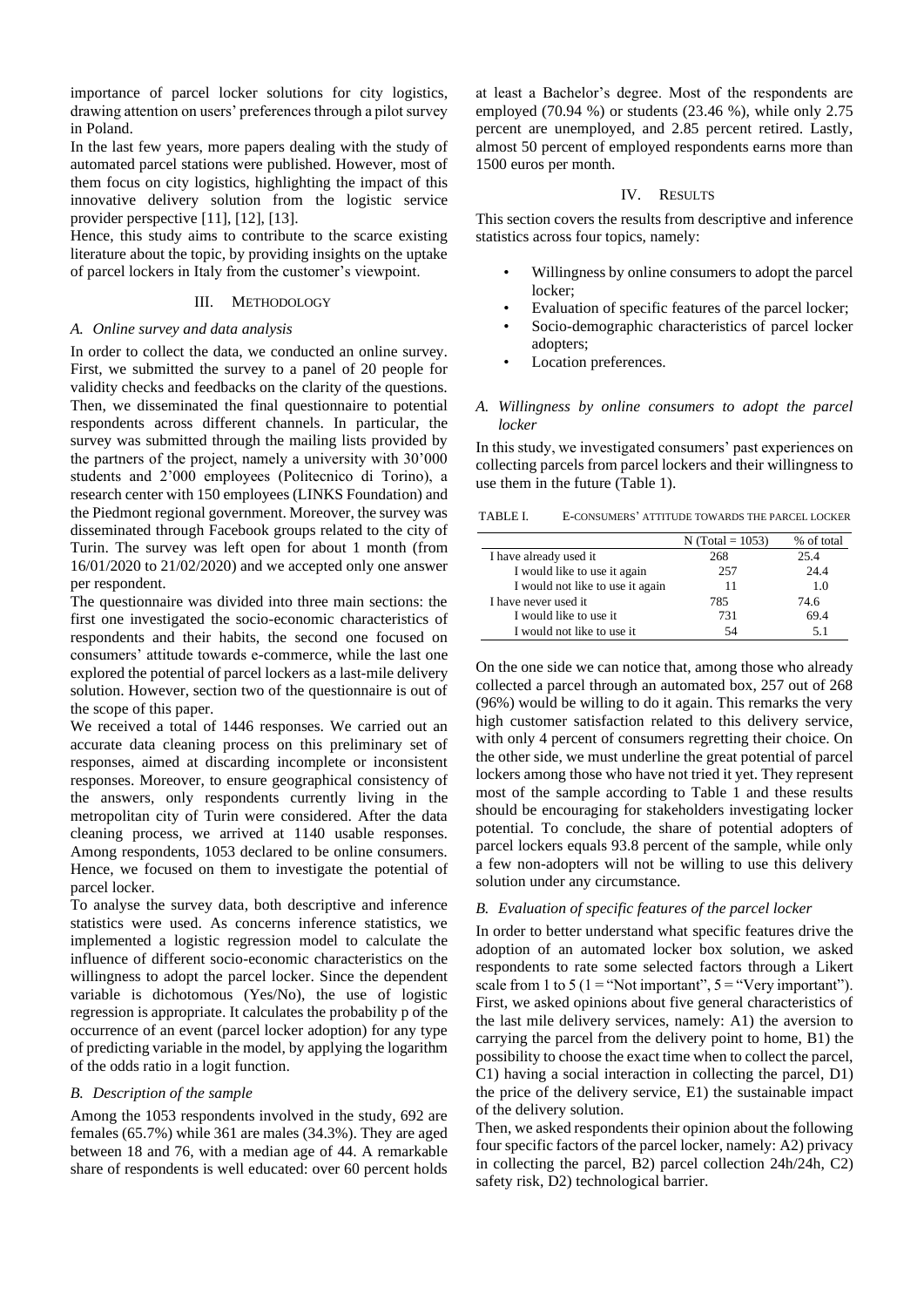importance of parcel locker solutions for city logistics, drawing attention on users' preferences through a pilot survey in Poland.

In the last few years, more papers dealing with the study of automated parcel stations were published. However, most of them focus on city logistics, highlighting the impact of this innovative delivery solution from the logistic service provider perspective [11], [12], [13].

Hence, this study aims to contribute to the scarce existing literature about the topic, by providing insights on the uptake of parcel lockers in Italy from the customer's viewpoint.

## III. Methodology

### A. Online survey and data analysis

In order to collect the data, we conducted an online survey. First, we submitted the survey to a panel of 20 people for validity checks and feedbacks on the clarity of the questions. Then, we disseminated the final questionnaire to potential respondents across different channels. In particular, the survey was submitted through the mailing lists provided by the partners of the project, namely a university with 30'000 students and 2'000 employees (Politecnico di Torino), a research center with 150 employees (LINKS Foundation) and the Piedmont regional government. Moreover, the survey was disseminated through Facebook groups related to the city of Turin. The survey was left open for about 1 month (from 16/01/2020 to 21/02/2020) and we accepted only one answer per respondent.

The questionnaire was divided into three main sections: the first one investigated the socio-economic characteristics of respondents and their habits, the second one focused on consumers' attitude towards e-commerce, while the last one explored the potential of parcel lockers as a last-mile delivery solution. However, section two of the questionnaire is out of the scope of this paper.

We received a total of 1446 responses. We carried out an accurate data cleaning process on this preliminary set of responses, aimed at discarding incomplete or inconsistent responses. Moreover, to ensure geographical consistency of the answers, only respondents currently living in the metropolitan city of Turin were considered. After the data cleaning process, we arrived at 1140 usable responses. Among respondents, 1053 declared to be online consumers. Hence, we focused on them to investigate the potential of parcel locker.

To analyse the survey data, both descriptive and inference statistics were used. As concerns inference statistics, we implemented a logistic regression model to calculate the influence of different socio-economic characteristics on the willingness to adopt the parcel locker. Since the dependent variable is dichotomous (Yes/No), the use of logistic regression is appropriate. It calculates the probability p of the occurrence of an event (parcel locker adoption) for any type of predicting variable in the model, by applying the logarithm of the odds ratio in a logit function.

### B. Description of the sample

Among the 1053 respondents involved in the study, 692 are females (65.7%) while 361 are males (34.3%). They are aged between 18 and 76, with a median age of 44. A remarkable share of respondents is well educated: over 60 percent holds at least a Bachelor's degree. Most of the respondents are employed (70.94 %) or students (23.46 %), while only 2.75 percent are unemployed, and 2.85 percent retired. Lastly, almost 50 percent of employed respondents earns more than 1500 euros per month.

## IV. Results

This section covers the results from descriptive and inference statistics across four topics, namely:

- Willingness by online consumers to adopt the parcel locker;
- Evaluation of specific features of the parcel locker;
- Socio-demographic characteristics of parcel locker adopters;
- Location preferences.

### A. Willingness by online consumers to adopt the parcel locker

In this study, we investigated consumers' past experiences on collecting parcels from parcel lockers and their willingness to use them in the future (Table 1).

TABLE I. E-CONSUMERS' ATTITUDE TOWARDS THE PARCEL LOCKER

| | N (Total = 1053) | % of total |
|---|---|---|
| I have already used it | 268 | 25.4 |
| I would like to use it again | 257 | 24.4 |
| I would not like to use it again | 11 | 1.0 |
| I have never used it | 785 | 74.6 |
| I would like to use it | 731 | 69.4 |
| I would not like to use it | 54 | 5.1 |

On the one side we can notice that, among those who already collected a parcel through an automated box, 257 out of 268 (96%) would be willing to do it again. This remarks the very high customer satisfaction related to this delivery service, with only 4 percent of consumers regretting their choice. On the other side, we must underline the great potential of parcel lockers among those who have not tried it yet. They represent most of the sample according to Table 1 and these results should be encouraging for stakeholders investigating locker potential. To conclude, the share of potential adopters of parcel lockers equals 93.8 percent of the sample, while only a few non-adopters will not be willing to use this delivery solution under any circumstance.

### B. Evaluation of specific features of the parcel locker

In order to better understand what specific features drive the adoption of an automated locker box solution, we asked respondents to rate some selected factors through a Likert scale from 1 to 5 (1 = "Not important", 5 = "Very important"). First, we asked opinions about five general characteristics of the last mile delivery services, namely: A1) the aversion to carrying the parcel from the delivery point to home, B1) the possibility to choose the exact time when to collect the parcel, C1) having a social interaction in collecting the parcel, D1) the price of the delivery service, E1) the sustainable impact of the delivery solution.

Then, we asked respondents their opinion about the following four specific factors of the parcel locker, namely: A2) privacy in collecting the parcel, B2) parcel collection 24h/24h, C2) safety risk, D2) technological barrier.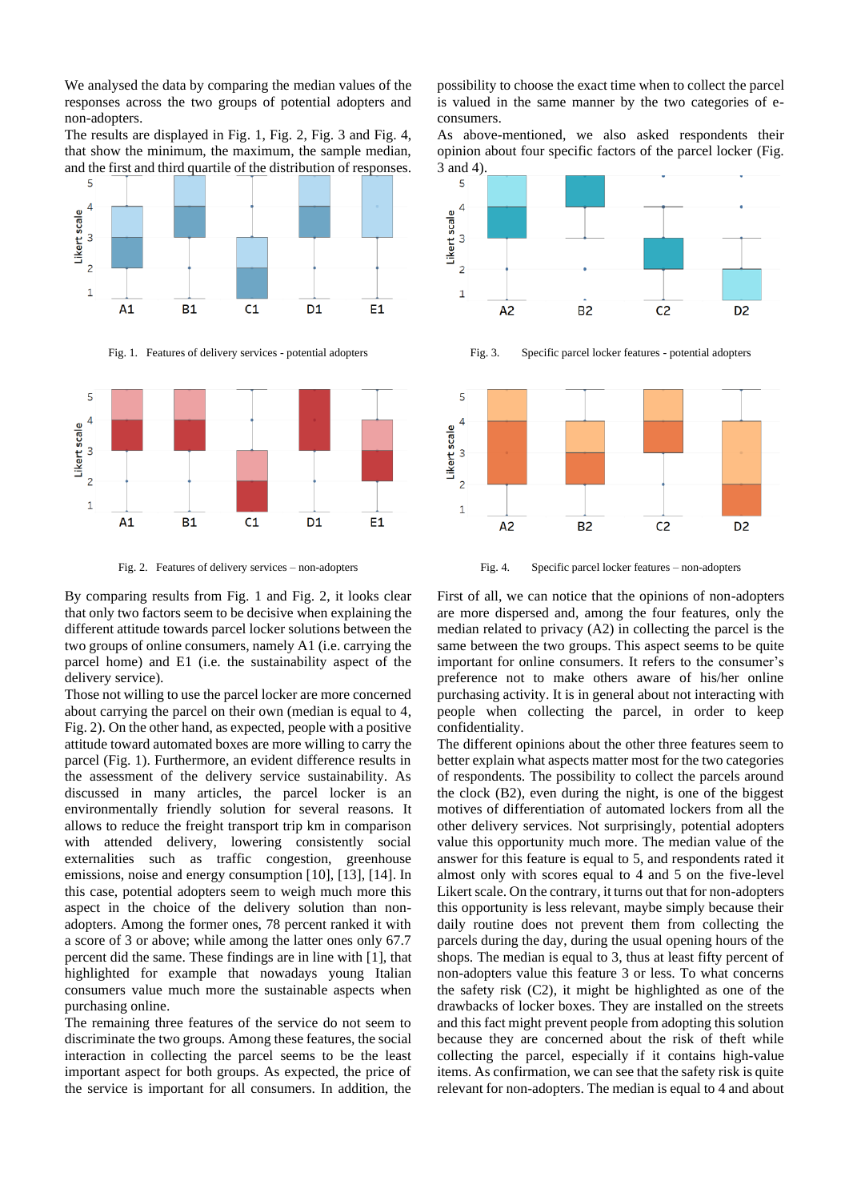We analysed the data by comparing the median values of the responses across the two groups of potential adopters and non-adopters.

The results are displayed in Fig. 1, Fig. 2, Fig. 3 and Fig. 4, that show the minimum, the maximum, the sample median, and the first and third quartile of the distribution of responses.

Fig. 1. Features of delivery services - potential adopters

Fig. 2. Features of delivery services – non-adopters

By comparing results from Fig. 1 and Fig. 2, it looks clear that only two factors seem to be decisive when explaining the different attitude towards parcel locker solutions between the two groups of online consumers, namely A1 (i.e. carrying the parcel home) and E1 (i.e. the sustainability aspect of the delivery service).

Those not willing to use the parcel locker are more concerned about carrying the parcel on their own (median is equal to 4, Fig. 2). On the other hand, as expected, people with a positive attitude toward automated boxes are more willing to carry the parcel (Fig. 1). Furthermore, an evident difference results in the assessment of the delivery service sustainability. As discussed in many articles, the parcel locker is an environmentally friendly solution for several reasons. It allows to reduce the freight transport trip km in comparison with attended delivery, lowering consistently social externalities such as traffic congestion, greenhouse emissions, noise and energy consumption [10], [13], [14]. In this case, potential adopters seem to weigh much more this aspect in the choice of the delivery solution than non-adopters. Among the former ones, 78 percent ranked it with a score of 3 or above; while among the latter ones only 67.7 percent did the same. These findings are in line with [1], that highlighted for example that nowadays young Italian consumers value much more the sustainable aspects when purchasing online.

The remaining three features of the service do not seem to discriminate the two groups. Among these features, the social interaction in collecting the parcel seems to be the least important aspect for both groups. As expected, the price of the service is important for all consumers. In addition, the possibility to choose the exact time when to collect the parcel is valued in the same manner by the two categories of e-consumers.

As above-mentioned, we also asked respondents their opinion about four specific factors of the parcel locker (Fig. 3 and 4).

Fig. 3. Specific parcel locker features - potential adopters

Fig. 4. Specific parcel locker features – non-adopters

First of all, we can notice that the opinions of non-adopters are more dispersed and, among the four features, only the median related to privacy (A2) in collecting the parcel is the same between the two groups. This aspect seems to be quite important for online consumers. It refers to the consumer's preference not to make others aware of his/her online purchasing activity. It is in general about not interacting with people when collecting the parcel, in order to keep confidentiality.

The different opinions about the other three features seem to better explain what aspects matter most for the two categories of respondents. The possibility to collect the parcels around the clock (B2), even during the night, is one of the biggest motives of differentiation of automated lockers from all the other delivery services. Not surprisingly, potential adopters value this opportunity much more. The median value of the answer for this feature is equal to 5, and respondents rated it almost only with scores equal to 4 and 5 on the five-level Likert scale. On the contrary, it turns out that for non-adopters this opportunity is less relevant, maybe simply because their daily routine does not prevent them from collecting the parcels during the day, during the usual opening hours of the shops. The median is equal to 3, thus at least fifty percent of non-adopters value this feature 3 or less. To what concerns the safety risk (C2), it might be highlighted as one of the drawbacks of locker boxes. They are installed on the streets and this fact might prevent people from adopting this solution because they are concerned about the risk of theft while collecting the parcel, especially if it contains high-value items. As confirmation, we can see that the safety risk is quite relevant for non-adopters. The median is equal to 4 and about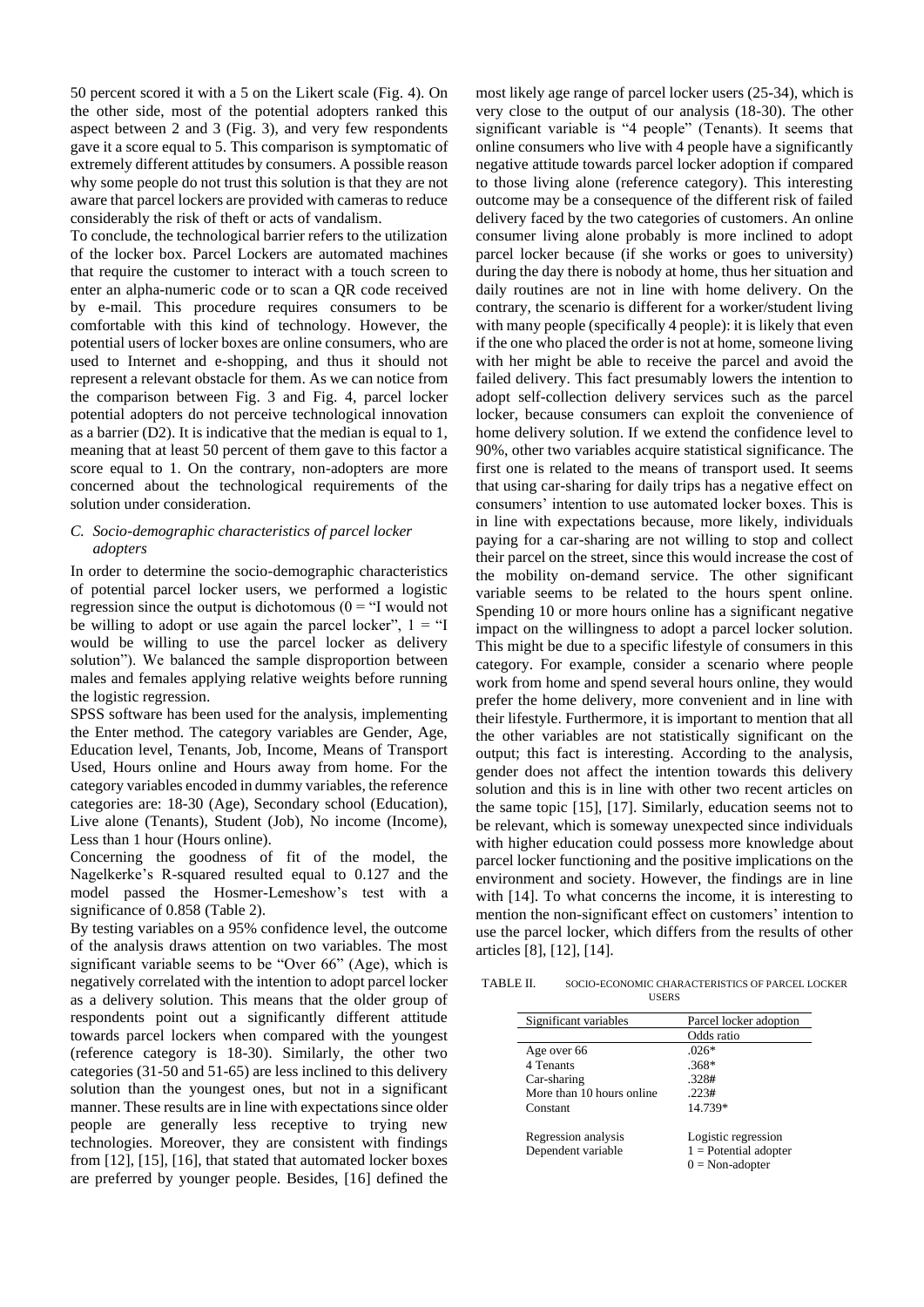50 percent scored it with a 5 on the Likert scale (Fig. 4). On the other side, most of the potential adopters ranked this aspect between 2 and 3 (Fig. 3), and very few respondents gave it a score equal to 5. This comparison is symptomatic of extremely different attitudes by consumers. A possible reason why some people do not trust this solution is that they are not aware that parcel lockers are provided with cameras to reduce considerably the risk of theft or acts of vandalism.

To conclude, the technological barrier refers to the utilization of the locker box. Parcel Lockers are automated machines that require the customer to interact with a touch screen to enter an alpha-numeric code or to scan a QR code received by e-mail. This procedure requires consumers to be comfortable with this kind of technology. However, the potential users of locker boxes are online consumers, who are used to Internet and e-shopping, and thus it should not represent a relevant obstacle for them. As we can notice from the comparison between Fig. 3 and Fig. 4, parcel locker potential adopters do not perceive technological innovation as a barrier (D2). It is indicative that the median is equal to 1, meaning that at least 50 percent of them gave to this factor a score equal to 1. On the contrary, non-adopters are more concerned about the technological requirements of the solution under consideration.

### *C. Socio-demographic characteristics of parcel locker adopters*

In order to determine the socio-demographic characteristics of potential parcel locker users, we performed a logistic regression since the output is dichotomous (0 = "I would not be willing to adopt or use again the parcel locker", 1 = "I would be willing to use the parcel locker as delivery solution"). We balanced the sample disproportion between males and females applying relative weights before running the logistic regression.

SPSS software has been used for the analysis, implementing the Enter method. The category variables are Gender, Age, Education level, Tenants, Job, Income, Means of Transport Used, Hours online and Hours away from home. For the category variables encoded in dummy variables, the reference categories are: 18-30 (Age), Secondary school (Education), Live alone (Tenants), Student (Job), No income (Income), Less than 1 hour (Hours online).

Concerning the goodness of fit of the model, the Nagelkerke's R-squared resulted equal to 0.127 and the model passed the Hosmer-Lemeshow's test with a significance of 0.858 (Table 2).

By testing variables on a 95% confidence level, the outcome of the analysis draws attention on two variables. The most significant variable seems to be "Over 66" (Age), which is negatively correlated with the intention to adopt parcel locker as a delivery solution. This means that the older group of respondents point out a significantly different attitude towards parcel lockers when compared with the youngest (reference category is 18-30). Similarly, the other two categories (31-50 and 51-65) are less inclined to this delivery solution than the youngest ones, but not in a significant manner. These results are in line with expectations since older people are generally less receptive to trying new technologies. Moreover, they are consistent with findings from [12], [15], [16], that stated that automated locker boxes are preferred by younger people. Besides, [16] defined the most likely age range of parcel locker users (25-34), which is very close to the output of our analysis (18-30). The other significant variable is "4 people" (Tenants). It seems that online consumers who live with 4 people have a significantly negative attitude towards parcel locker adoption if compared to those living alone (reference category). This interesting outcome may be a consequence of the different risk of failed delivery faced by the two categories of customers. An online consumer living alone probably is more inclined to adopt parcel locker because (if she works or goes to university) during the day there is nobody at home, thus her situation and daily routines are not in line with home delivery. On the contrary, the scenario is different for a worker/student living with many people (specifically 4 people): it is likely that even if the one who placed the order is not at home, someone living with her might be able to receive the parcel and avoid the failed delivery. This fact presumably lowers the intention to adopt self-collection delivery services such as the parcel locker, because consumers can exploit the convenience of home delivery solution. If we extend the confidence level to 90%, other two variables acquire statistical significance. The first one is related to the means of transport used. It seems that using car-sharing for daily trips has a negative effect on consumers' intention to use automated locker boxes. This is in line with expectations because, more likely, individuals paying for a car-sharing are not willing to stop and collect their parcel on the street, since this would increase the cost of the mobility on-demand service. The other significant variable seems to be related to the hours spent online. Spending 10 or more hours online has a significant negative impact on the willingness to adopt a parcel locker solution. This might be due to a specific lifestyle of consumers in this category. For example, consider a scenario where people work from home and spend several hours online, they would prefer the home delivery, more convenient and in line with their lifestyle. Furthermore, it is important to mention that all the other variables are not statistically significant on the output; this fact is interesting. According to the analysis, gender does not affect the intention towards this delivery solution and this is in line with other two recent articles on the same topic [15], [17]. Similarly, education seems not to be relevant, which is someway unexpected since individuals with higher education could possess more knowledge about parcel locker functioning and the positive implications on the environment and society. However, the findings are in line with [14]. To what concerns the income, it is interesting to mention the non-significant effect on customers' intention to use the parcel locker, which differs from the results of other articles [8], [12], [14].

TABLE II. SOCIO-ECONOMIC CHARACTERISTICS OF PARCEL LOCKER USERS

| Significant variables | Parcel locker adoption |
|---|---|
| | Odds ratio |
| Age over 66 | .026* |
| 4 Tenants | .368* |
| Car-sharing | .328# |
| More than 10 hours online | .223# |
| Constant | 14.739* |
| Regression analysis | Logistic regression |
| Dependent variable | 1 = Potential adopter<br>0 = Non-adopter |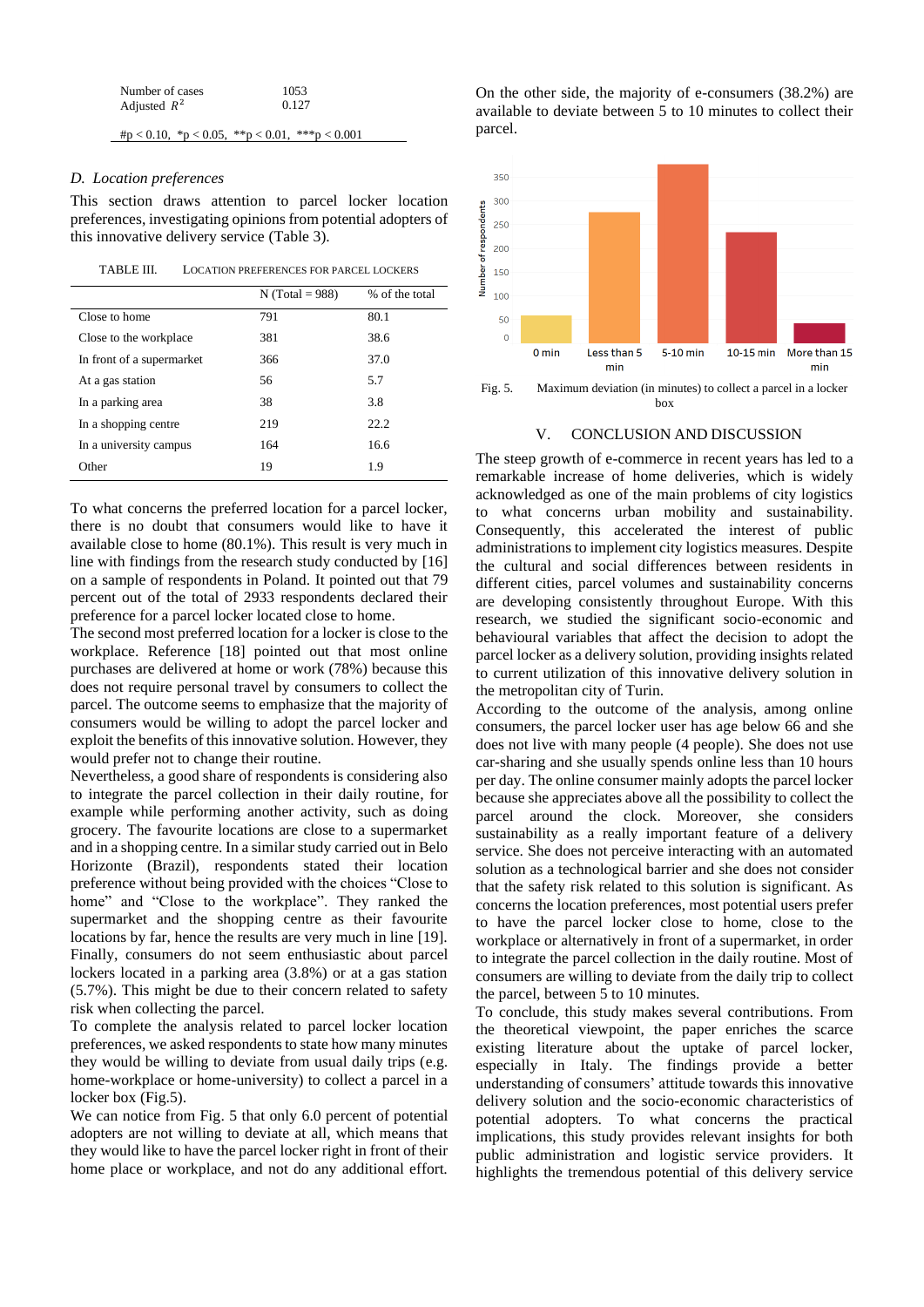| | |
|---|---|
| Number of cases | 1053 |
| Adjusted $R^2$ | 0.127 |

#p < 0.10, *p < 0.05, **p < 0.01, ***p < 0.001

### D. Location preferences

This section draws attention to parcel locker location preferences, investigating opinions from potential adopters of this innovative delivery service (Table 3).

TABLE III. LOCATION PREFERENCES FOR PARCEL LOCKERS

| | N (Total = 988) | % of the total |
|---|---|---|
| Close to home | 791 | 80.1 |
| Close to the workplace | 381 | 38.6 |
| In front of a supermarket | 366 | 37.0 |
| At a gas station | 56 | 5.7 |
| In a parking area | 38 | 3.8 |
| In a shopping centre | 219 | 22.2 |
| In a university campus | 164 | 16.6 |
| Other | 19 | 1.9 |

To what concerns the preferred location for a parcel locker, there is no doubt that consumers would like to have it available close to home (80.1%). This result is very much in line with findings from the research study conducted by [16] on a sample of respondents in Poland. It pointed out that 79 percent out of the total of 2933 respondents declared their preference for a parcel locker located close to home.

The second most preferred location for a locker is close to the workplace. Reference [18] pointed out that most online purchases are delivered at home or work (78%) because this does not require personal travel by consumers to collect the parcel. The outcome seems to emphasize that the majority of consumers would be willing to adopt the parcel locker and exploit the benefits of this innovative solution. However, they would prefer not to change their routine.

Nevertheless, a good share of respondents is considering also to integrate the parcel collection in their daily routine, for example while performing another activity, such as doing grocery. The favourite locations are close to a supermarket and in a shopping centre. In a similar study carried out in Belo Horizonte (Brazil), respondents stated their location preference without being provided with the choices "Close to home" and "Close to the workplace". They ranked the supermarket and the shopping centre as their favourite locations by far, hence the results are very much in line [19]. Finally, consumers do not seem enthusiastic about parcel lockers located in a parking area (3.8%) or at a gas station (5.7%). This might be due to their concern related to safety risk when collecting the parcel.

To complete the analysis related to parcel locker location preferences, we asked respondents to state how many minutes they would be willing to deviate from usual daily trips (e.g. home-workplace or home-university) to collect a parcel in a locker box (Fig.5).

We can notice from Fig. 5 that only 6.0 percent of potential adopters are not willing to deviate at all, which means that they would like to have the parcel locker right in front of their home place or workplace, and not do any additional effort.

On the other side, the majority of e-consumers (38.2%) are available to deviate between 5 to 10 minutes to collect their parcel.

Number of respondents
350
300
250
200
150
100
50
0
0 min
Less than 5 min
5-10 min
10-15 min
More than 15 min

Fig. 5. Maximum deviation (in minutes) to collect a parcel in a locker box

## V. CONCLUSION AND DISCUSSION

The steep growth of e-commerce in recent years has led to a remarkable increase of home deliveries, which is widely acknowledged as one of the main problems of city logistics to what concerns urban mobility and sustainability. Consequently, this accelerated the interest of public administrations to implement city logistics measures. Despite the cultural and social differences between residents in different cities, parcel volumes and sustainability concerns are developing consistently throughout Europe. With this research, we studied the significant socio-economic and behavioural variables that affect the decision to adopt the parcel locker as a delivery solution, providing insights related to current utilization of this innovative delivery solution in the metropolitan city of Turin.

According to the outcome of the analysis, among online consumers, the parcel locker user has age below 66 and she does not live with many people (4 people). She does not use car-sharing and she usually spends online less than 10 hours per day. The online consumer mainly adopts the parcel locker because she appreciates above all the possibility to collect the parcel around the clock. Moreover, she considers sustainability as a really important feature of a delivery service. She does not perceive interacting with an automated solution as a technological barrier and she does not consider that the safety risk related to this solution is significant. As concerns the location preferences, most potential users prefer to have the parcel locker close to home, close to the workplace or alternatively in front of a supermarket, in order to integrate the parcel collection in the daily routine. Most of consumers are willing to deviate from the daily trip to collect the parcel, between 5 to 10 minutes.

To conclude, this study makes several contributions. From the theoretical viewpoint, the paper enriches the scarce existing literature about the uptake of parcel locker, especially in Italy. The findings provide a better understanding of consumers' attitude towards this innovative delivery solution and the socio-economic characteristics of potential adopters. To what concerns the practical implications, this study provides relevant insights for both public administration and logistic service providers. It highlights the tremendous potential of this delivery service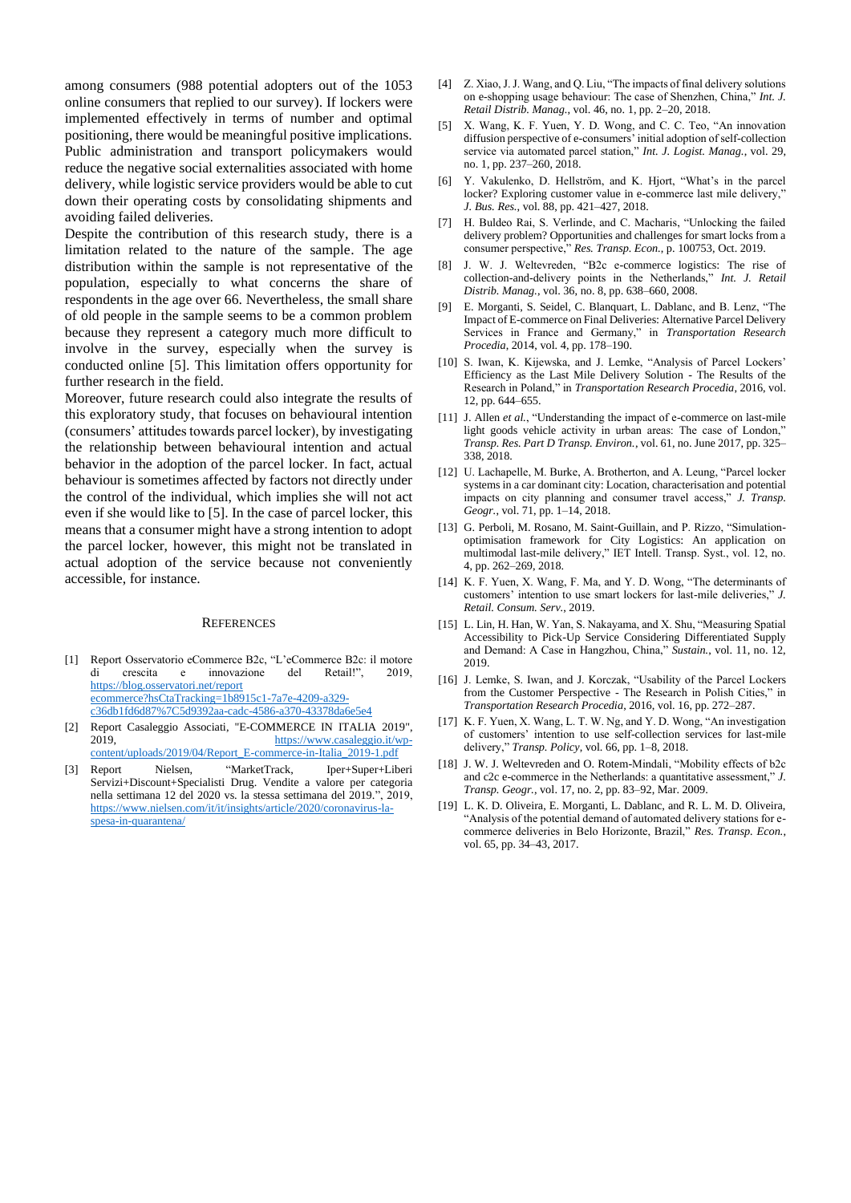among consumers (988 potential adopters out of the 1053 online consumers that replied to our survey). If lockers were implemented effectively in terms of number and optimal positioning, there would be meaningful positive implications. Public administration and transport policymakers would reduce the negative social externalities associated with home delivery, while logistic service providers would be able to cut down their operating costs by consolidating shipments and avoiding failed deliveries.

Despite the contribution of this research study, there is a limitation related to the nature of the sample. The age distribution within the sample is not representative of the population, especially to what concerns the share of respondents in the age over 66. Nevertheless, the small share of old people in the sample seems to be a common problem because they represent a category much more difficult to involve in the survey, especially when the survey is conducted online [5]. This limitation offers opportunity for further research in the field.

Moreover, future research could also integrate the results of this exploratory study, that focuses on behavioural intention (consumers' attitudes towards parcel locker), by investigating the relationship between behavioural intention and actual behavior in the adoption of the parcel locker. In fact, actual behaviour is sometimes affected by factors not directly under the control of the individual, which implies she will not act even if she would like to [5]. In the case of parcel locker, this means that a consumer might have a strong intention to adopt the parcel locker, however, this might not be translated in actual adoption of the service because not conveniently accessible, for instance.

## References

[1] Report Osservatorio eCommerce B2c, "L'eCommerce B2c: il motore di crescita e innovazione del Retail!", 2019, https://blog.osservatori.net/report ecommerce?hsCtaTracking=1b8915c1-7a7e-4209-a329-c36db1fd6d87%7C5d9392aa-cadc-4586-a370-43378da6e5e4

[2] Report Casaleggio Associati, "E-COMMERCE IN ITALIA 2019", 2019, https://www.casaleggio.it/wp-content/uploads/2019/04/Report_E-commerce-in-Italia_2019-1.pdf

[3] Report Nielsen, "MarketTrack, Iper+Super+Liberi Servizi+Discount+Specialisti Drug. Vendite a valore per categoria nella settimana 12 del 2020 vs. la stessa settimana del 2019.", 2019, https://www.nielsen.com/it/it/insights/article/2020/coronavirus-la-spesa-in-quarantena/

[4] Z. Xiao, J. J. Wang, and Q. Liu, "The impacts of final delivery solutions on e-shopping usage behaviour: The case of Shenzhen, China," *Int. J. Retail Distrib. Manag.*, vol. 46, no. 1, pp. 2–20, 2018.

[5] X. Wang, K. F. Yuen, Y. D. Wong, and C. C. Teo, "An innovation diffusion perspective of e-consumers' initial adoption of self-collection service via automated parcel station," *Int. J. Logist. Manag.*, vol. 29, no. 1, pp. 237–260, 2018.

[6] Y. Vakulenko, D. Hellström, and K. Hjort, "What's in the parcel locker? Exploring customer value in e-commerce last mile delivery," *J. Bus. Res.*, vol. 88, pp. 421–427, 2018.

[7] H. Buldeo Rai, S. Verlinde, and C. Macharis, "Unlocking the failed delivery problem? Opportunities and challenges for smart locks from a consumer perspective," *Res. Transp. Econ.*, p. 100753, Oct. 2019.

[8] J. W. J. Weltevreden, "B2c e-commerce logistics: The rise of collection-and-delivery points in the Netherlands," *Int. J. Retail Distrib. Manag.*, vol. 36, no. 8, pp. 638–660, 2008.

[9] E. Morganti, S. Seidel, C. Blanquart, L. Dablanc, and B. Lenz, "The Impact of E-commerce on Final Deliveries: Alternative Parcel Delivery Services in France and Germany," in *Transportation Research Procedia*, 2014, vol. 4, pp. 178–190.

[10] S. Iwan, K. Kijewska, and J. Lemke, "Analysis of Parcel Lockers' Efficiency as the Last Mile Delivery Solution - The Results of the Research in Poland," in *Transportation Research Procedia*, 2016, vol. 12, pp. 644–655.

[11] J. Allen *et al.*, "Understanding the impact of e-commerce on last-mile light goods vehicle activity in urban areas: The case of London," *Transp. Res. Part D Transp. Environ.*, vol. 61, no. June 2017, pp. 325–338, 2018.

[12] U. Lachapelle, M. Burke, A. Brotherton, and A. Leung, "Parcel locker systems in a car dominant city: Location, characterisation and potential impacts on city planning and consumer travel access," *J. Transp. Geogr.*, vol. 71, pp. 1–14, 2018.

[13] G. Perboli, M. Rosano, M. Saint-Guillain, and P. Rizzo, "Simulation-optimisation framework for City Logistics: An application on multimodal last-mile delivery," IET Intell. Transp. Syst., vol. 12, no. 4, pp. 262–269, 2018.

[14] K. F. Yuen, X. Wang, F. Ma, and Y. D. Wong, "The determinants of customers' intention to use smart lockers for last-mile deliveries," *J. Retail. Consum. Serv.*, 2019.

[15] L. Lin, H. Han, W. Yan, S. Nakayama, and X. Shu, "Measuring Spatial Accessibility to Pick-Up Service Considering Differentiated Supply and Demand: A Case in Hangzhou, China," *Sustain.*, vol. 11, no. 12, 2019.

[16] J. Lemke, S. Iwan, and J. Korczak, "Usability of the Parcel Lockers from the Customer Perspective - The Research in Polish Cities," in *Transportation Research Procedia*, 2016, vol. 16, pp. 272–287.

[17] K. F. Yuen, X. Wang, L. T. W. Ng, and Y. D. Wong, "An investigation of customers' intention to use self-collection services for last-mile delivery," *Transp. Policy*, vol. 66, pp. 1–8, 2018.

[18] J. W. J. Weltevreden and O. Rotem-Mindali, "Mobility effects of b2c and c2c e-commerce in the Netherlands: a quantitative assessment," *J. Transp. Geogr.*, vol. 17, no. 2, pp. 83–92, Mar. 2009.

[19] L. K. D. Oliveira, E. Morganti, L. Dablanc, and R. L. M. D. Oliveira, "Analysis of the potential demand of automated delivery stations for e-commerce deliveries in Belo Horizonte, Brazil," *Res. Transp. Econ.*, vol. 65, pp. 34–43, 2017.